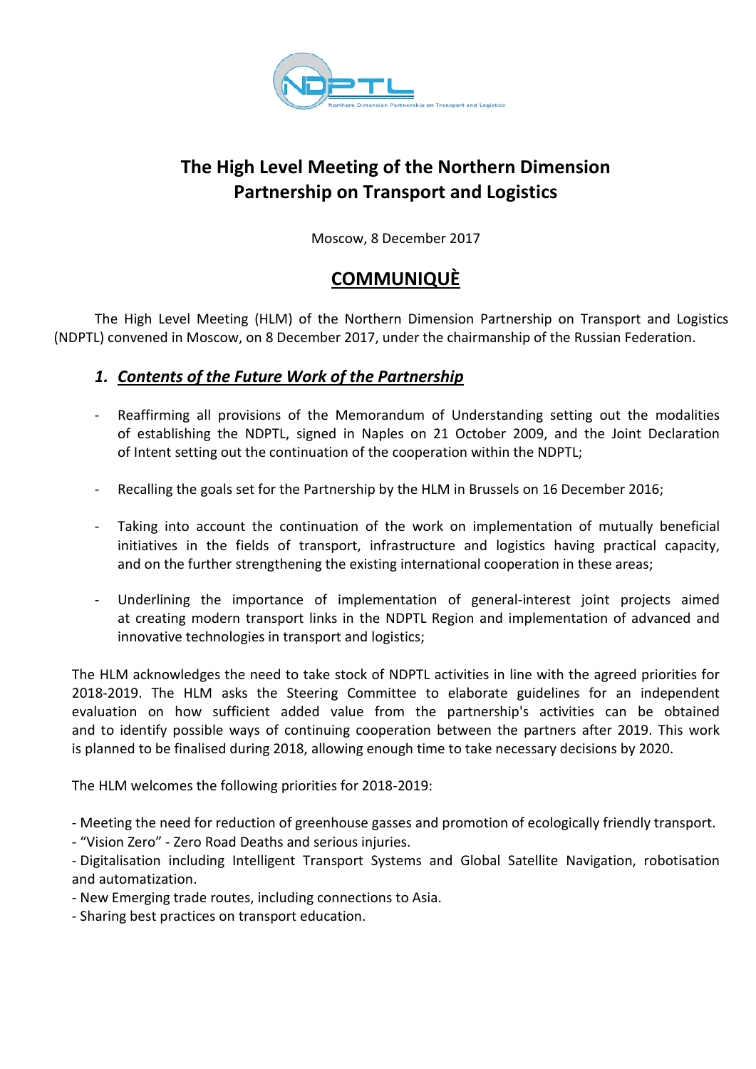# The High Level Meeting of the Northern Dimension Partnership on Transport and Logistics

Moscow, 8 December 2017

## COMMUNIQUÈ

The High Level Meeting (HLM) of the Northern Dimension Partnership on Transport and Logistics (NDPTL) convened in Moscow, on 8 December 2017, under the chairmanship of the Russian Federation.

### 1. *Contents of the Future Work of the Partnership*

- Reaffirming all provisions of the Memorandum of Understanding setting out the modalities of establishing the NDPTL, signed in Naples on 21 October 2009, and the Joint Declaration of Intent setting out the continuation of the cooperation within the NDPTL;

- Recalling the goals set for the Partnership by the HLM in Brussels on 16 December 2016;

- Taking into account the continuation of the work on implementation of mutually beneficial initiatives in the fields of transport, infrastructure and logistics having practical capacity, and on the further strengthening the existing international cooperation in these areas;

- Underlining the importance of implementation of general-interest joint projects aimed at creating modern transport links in the NDPTL Region and implementation of advanced and innovative technologies in transport and logistics;

The HLM acknowledges the need to take stock of NDPTL activities in line with the agreed priorities for 2018-2019. The HLM asks the Steering Committee to elaborate guidelines for an independent evaluation on how sufficient added value from the partnership's activities can be obtained and to identify possible ways of continuing cooperation between the partners after 2019. This work is planned to be finalised during 2018, allowing enough time to take necessary decisions by 2020.

The HLM welcomes the following priorities for 2018-2019:

- Meeting the need for reduction of greenhouse gasses and promotion of ecologically friendly transport.
- "Vision Zero" - Zero Road Deaths and serious injuries.
- Digitalisation including Intelligent Transport Systems and Global Satellite Navigation, robotisation and automatization.
- New Emerging trade routes, including connections to Asia.
- Sharing best practices on transport education.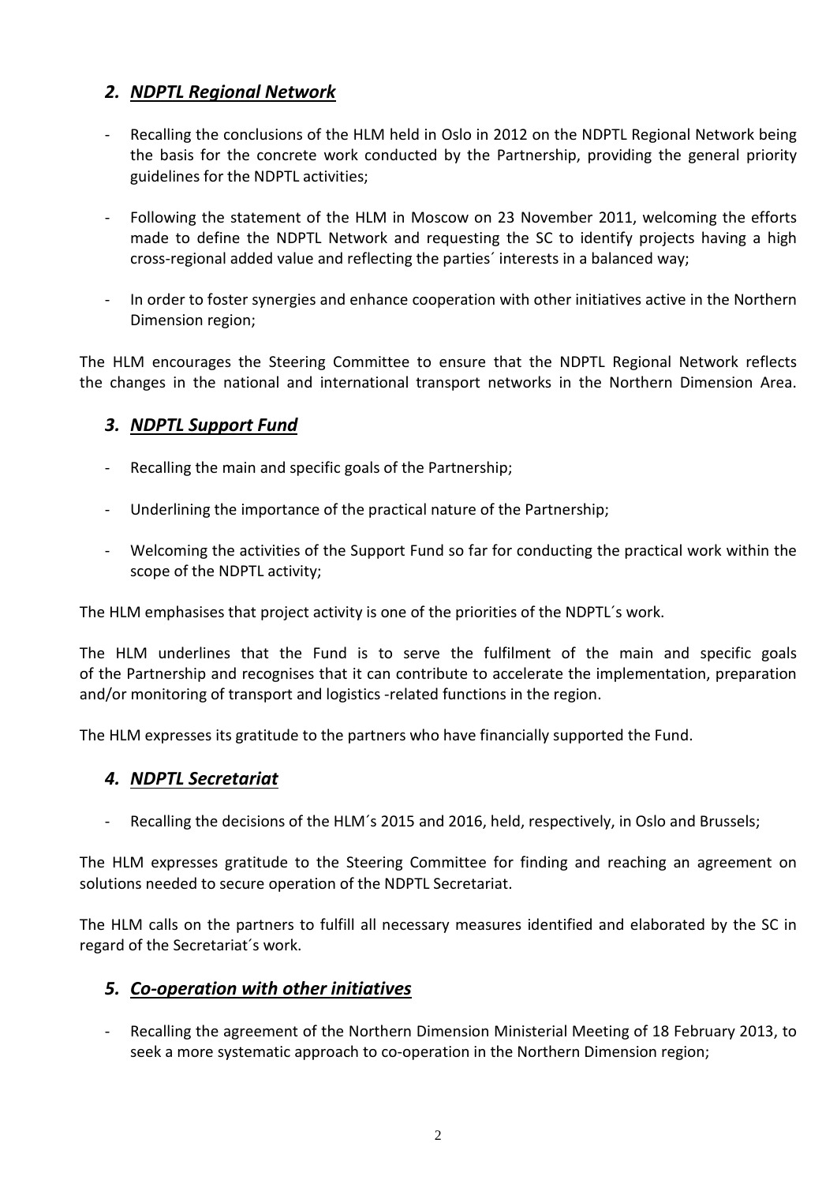## *2. NDPTL Regional Network*

- Recalling the conclusions of the HLM held in Oslo in 2012 on the NDPTL Regional Network being the basis for the concrete work conducted by the Partnership, providing the general priority guidelines for the NDPTL activities;
- Following the statement of the HLM in Moscow on 23 November 2011, welcoming the efforts made to define the NDPTL Network and requesting the SC to identify projects having a high cross-regional added value and reflecting the parties´ interests in a balanced way;
- In order to foster synergies and enhance cooperation with other initiatives active in the Northern Dimension region;

The HLM encourages the Steering Committee to ensure that the NDPTL Regional Network reflects the changes in the national and international transport networks in the Northern Dimension Area.

## *3. NDPTL Support Fund*

- Recalling the main and specific goals of the Partnership;
- Underlining the importance of the practical nature of the Partnership;
- Welcoming the activities of the Support Fund so far for conducting the practical work within the scope of the NDPTL activity;

The HLM emphasises that project activity is one of the priorities of the NDPTL´s work.

The HLM underlines that the Fund is to serve the fulfilment of the main and specific goals of the Partnership and recognises that it can contribute to accelerate the implementation, preparation and/or monitoring of transport and logistics -related functions in the region.

The HLM expresses its gratitude to the partners who have financially supported the Fund.

## *4. NDPTL Secretariat*

- Recalling the decisions of the HLM´s 2015 and 2016, held, respectively, in Oslo and Brussels;

The HLM expresses gratitude to the Steering Committee for finding and reaching an agreement on solutions needed to secure operation of the NDPTL Secretariat.

The HLM calls on the partners to fulfill all necessary measures identified and elaborated by the SC in regard of the Secretariat´s work.

## *5. Co-operation with other initiatives*

- Recalling the agreement of the Northern Dimension Ministerial Meeting of 18 February 2013, to seek a more systematic approach to co-operation in the Northern Dimension region;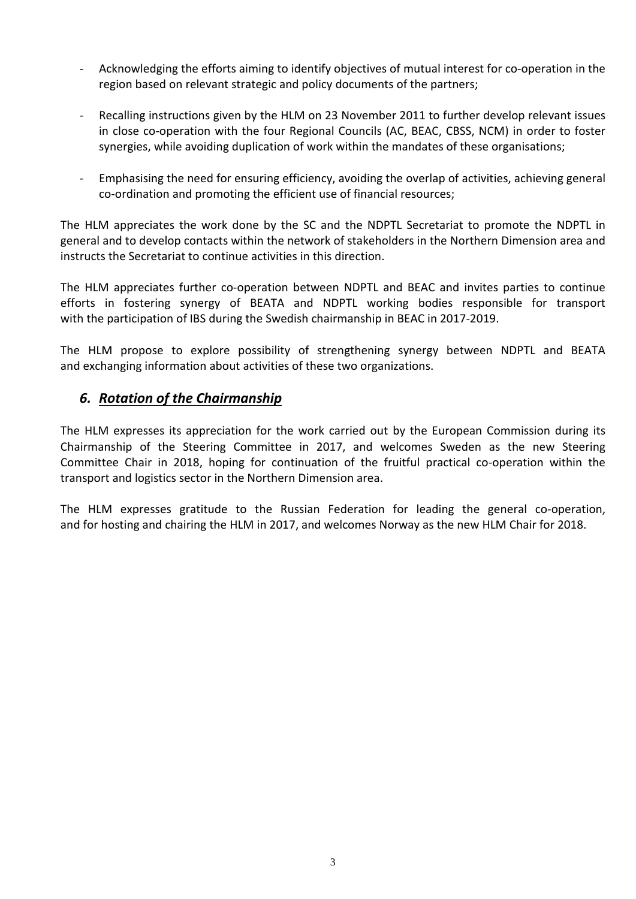- Acknowledging the efforts aiming to identify objectives of mutual interest for co-operation in the region based on relevant strategic and policy documents of the partners;

- Recalling instructions given by the HLM on 23 November 2011 to further develop relevant issues in close co-operation with the four Regional Councils (AC, BEAC, CBSS, NCM) in order to foster synergies, while avoiding duplication of work within the mandates of these organisations;

- Emphasising the need for ensuring efficiency, avoiding the overlap of activities, achieving general co-ordination and promoting the efficient use of financial resources;

The HLM appreciates the work done by the SC and the NDPTL Secretariat to promote the NDPTL in general and to develop contacts within the network of stakeholders in the Northern Dimension area and instructs the Secretariat to continue activities in this direction.

The HLM appreciates further co-operation between NDPTL and BEAC and invites parties to continue efforts in fostering synergy of BEATA and NDPTL working bodies responsible for transport with the participation of IBS during the Swedish chairmanship in BEAC in 2017-2019.

The HLM propose to explore possibility of strengthening synergy between NDPTL and BEATA and exchanging information about activities of these two organizations.

## *6. Rotation of the Chairmanship*

The HLM expresses its appreciation for the work carried out by the European Commission during its Chairmanship of the Steering Committee in 2017, and welcomes Sweden as the new Steering Committee Chair in 2018, hoping for continuation of the fruitful practical co-operation within the transport and logistics sector in the Northern Dimension area.

The HLM expresses gratitude to the Russian Federation for leading the general co-operation, and for hosting and chairing the HLM in 2017, and welcomes Norway as the new HLM Chair for 2018.